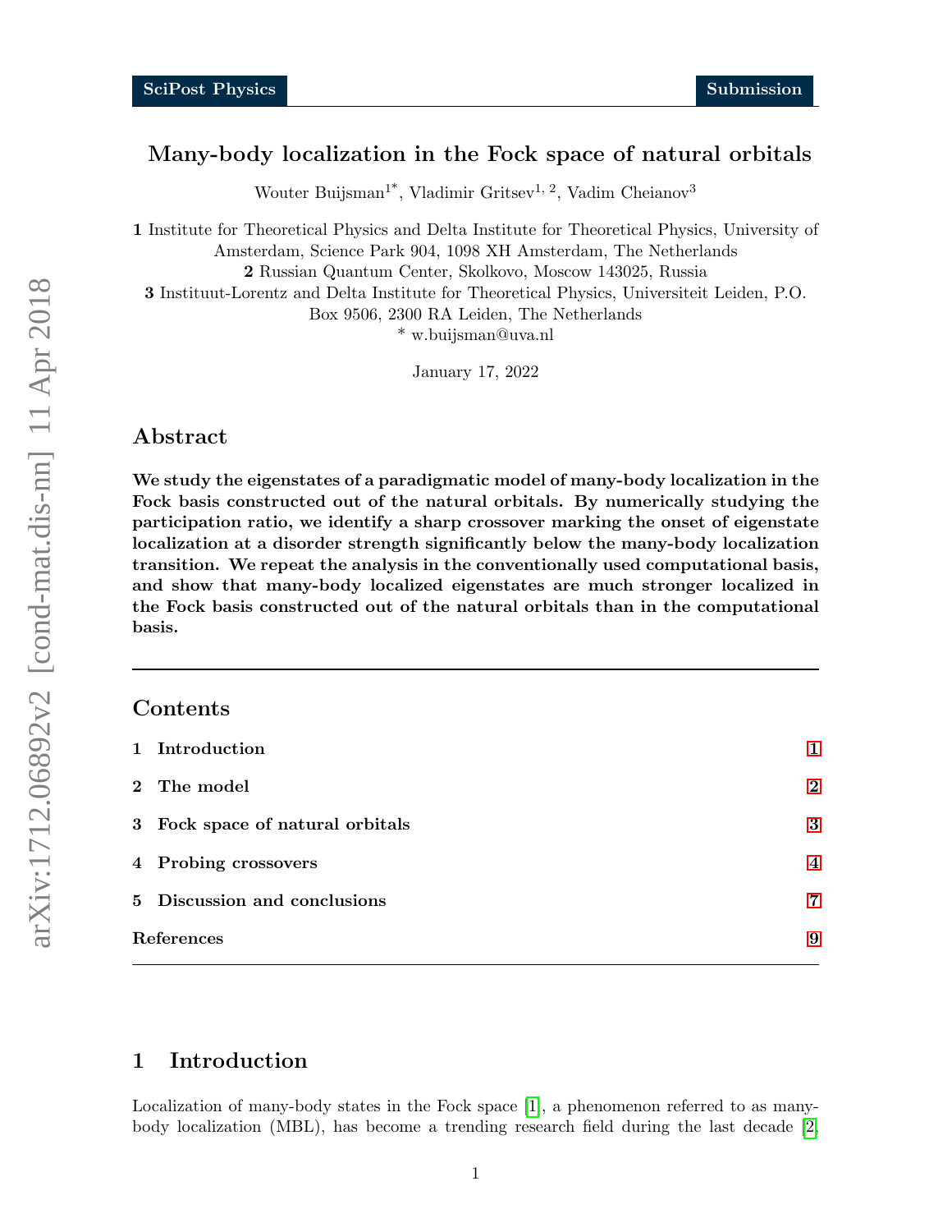# Many-body localization in the Fock space of natural orbitals

Wouter Buijsman[1*], Vladimir Gritsev[1, 2], Vadim Cheianov[3]

**1** Institute for Theoretical Physics and Delta Institute for Theoretical Physics, University of Amsterdam, Science Park 904, 1098 XH Amsterdam, The Netherlands

**2** Russian Quantum Center, Skolkovo, Moscow 143025, Russia

**3** Instituut-Lorentz and Delta Institute for Theoretical Physics, Universiteit Leiden, P.O. Box 9506, 2300 RA Leiden, The Netherlands

* w.buijsman@uva.nl

January 17, 2022

## Abstract

**We study the eigenstates of a paradigmatic model of many-body localization in the Fock basis constructed out of the natural orbitals. By numerically studying the participation ratio, we identify a sharp crossover marking the onset of eigenstate localization at a disorder strength significantly below the many-body localization transition. We repeat the analysis in the conventionally used computational basis, and show that many-body localized eigenstates are much stronger localized in the Fock basis constructed out of the natural orbitals than in the computational basis.**

---

## Contents

1 Introduction — 1

2 The model — 2

3 Fock space of natural orbitals — 3

4 Probing crossovers — 4

5 Discussion and conclusions — 7

References — 9

---

## 1 Introduction

Localization of many-body states in the Fock space [1], a phenomenon referred to as many-body localization (MBL), has become a trending research field during the last decade [2,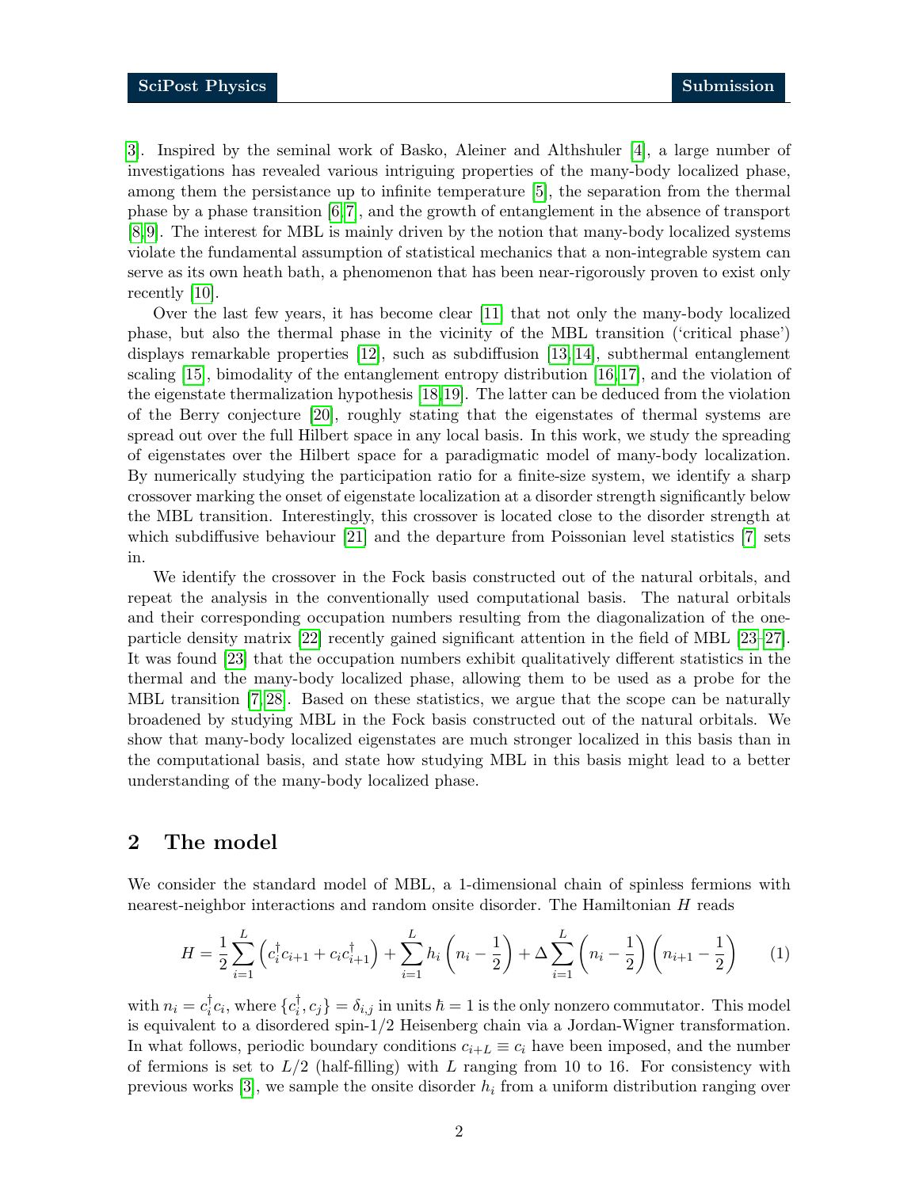[3]. Inspired by the seminal work of Basko, Aleiner and Althshuler [4], a large number of investigations has revealed various intriguing properties of the many-body localized phase, among them the persistance up to infinite temperature [5], the separation from the thermal phase by a phase transition [6,7], and the growth of entanglement in the absence of transport [8,9]. The interest for MBL is mainly driven by the notion that many-body localized systems violate the fundamental assumption of statistical mechanics that a non-integrable system can serve as its own heath bath, a phenomenon that has been near-rigorously proven to exist only recently [10].

Over the last few years, it has become clear [11] that not only the many-body localized phase, but also the thermal phase in the vicinity of the MBL transition ('critical phase') displays remarkable properties [12], such as subdiffusion [13,14], subthermal entanglement scaling [15], bimodality of the entanglement entropy distribution [16,17], and the violation of the eigenstate thermalization hypothesis [18,19]. The latter can be deduced from the violation of the Berry conjecture [20], roughly stating that the eigenstates of thermal systems are spread out over the full Hilbert space in any local basis. In this work, we study the spreading of eigenstates over the Hilbert space for a paradigmatic model of many-body localization. By numerically studying the participation ratio for a finite-size system, we identify a sharp crossover marking the onset of eigenstate localization at a disorder strength significantly below the MBL transition. Interestingly, this crossover is located close to the disorder strength at which subdiffusive behaviour [21] and the departure from Poissonian level statistics [7] sets in.

We identify the crossover in the Fock basis constructed out of the natural orbitals, and repeat the analysis in the conventionally used computational basis. The natural orbitals and their corresponding occupation numbers resulting from the diagonalization of the one-particle density matrix [22] recently gained significant attention in the field of MBL [23–27]. It was found [23] that the occupation numbers exhibit qualitatively different statistics in the thermal and the many-body localized phase, allowing them to be used as a probe for the MBL transition [7,28]. Based on these statistics, we argue that the scope can be naturally broadened by studying MBL in the Fock basis constructed out of the natural orbitals. We show that many-body localized eigenstates are much stronger localized in this basis than in the computational basis, and state how studying MBL in this basis might lead to a better understanding of the many-body localized phase.

## 2 The model

We consider the standard model of MBL, a 1-dimensional chain of spinless fermions with nearest-neighbor interactions and random onsite disorder. The Hamiltonian $H$ reads

$$H = \frac{1}{2}\sum_{i=1}^{L}\left(c_i^\dagger c_{i+1} + c_i c_{i+1}^\dagger\right) + \sum_{i=1}^{L} h_i \left(n_i - \frac{1}{2}\right) + \Delta \sum_{i=1}^{L}\left(n_i - \frac{1}{2}\right)\left(n_{i+1} - \frac{1}{2}\right) \tag{1}$$

with $n_i = c_i^\dagger c_i$, where $\{c_i^\dagger, c_j\} = \delta_{i,j}$ in units $\hbar = 1$ is the only nonzero commutator. This model is equivalent to a disordered spin-1/2 Heisenberg chain via a Jordan-Wigner transformation. In what follows, periodic boundary conditions $c_{i+L} \equiv c_i$ have been imposed, and the number of fermions is set to $L/2$ (half-filling) with $L$ ranging from 10 to 16. For consistency with previous works [3], we sample the onsite disorder $h_i$ from a uniform distribution ranging over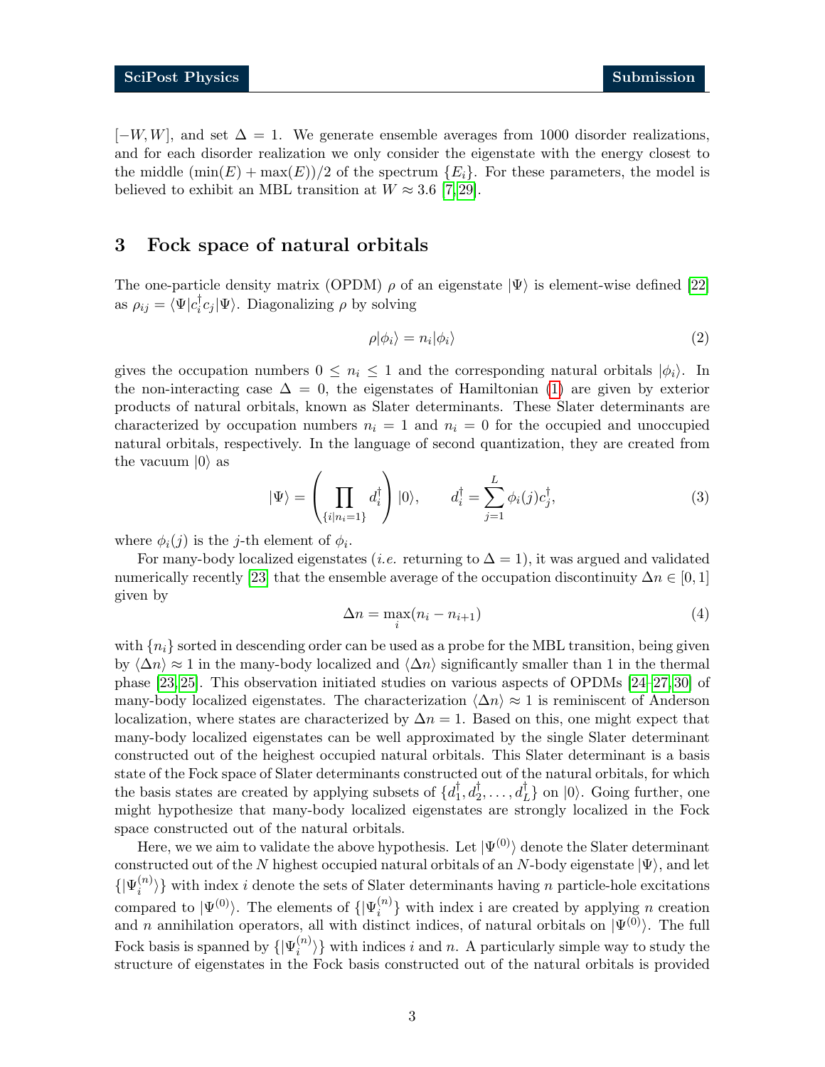$[-W, W]$, and set $\Delta = 1$. We generate ensemble averages from 1000 disorder realizations, and for each disorder realization we only consider the eigenstate with the energy closest to the middle $(\min(E) + \max(E))/2$ of the spectrum $\{E_i\}$. For these parameters, the model is believed to exhibit an MBL transition at $W \approx 3.6$ [7,29].

## 3 Fock space of natural orbitals

The one-particle density matrix (OPDM) $\rho$ of an eigenstate $|\Psi\rangle$ is element-wise defined [22] as $\rho_{ij} = \langle\Psi|c_i^\dagger c_j|\Psi\rangle$. Diagonalizing $\rho$ by solving

$$\rho|\phi_i\rangle = n_i|\phi_i\rangle \tag{2}$$

gives the occupation numbers $0 \leq n_i \leq 1$ and the corresponding natural orbitals $|\phi_i\rangle$. In the non-interacting case $\Delta = 0$, the eigenstates of Hamiltonian (1) are given by exterior products of natural orbitals, known as Slater determinants. These Slater determinants are characterized by occupation numbers $n_i = 1$ and $n_i = 0$ for the occupied and unoccupied natural orbitals, respectively. In the language of second quantization, they are created from the vacuum $|0\rangle$ as

$$|\Psi\rangle = \left(\prod_{\{i|n_i=1\}} d_i^\dagger\right)|0\rangle, \qquad d_i^\dagger = \sum_{j=1}^{L} \phi_i(j) c_j^\dagger, \tag{3}$$

where $\phi_i(j)$ is the $j$-th element of $\phi_i$.

For many-body localized eigenstates (*i.e.* returning to $\Delta = 1$), it was argued and validated numerically recently [23] that the ensemble average of the occupation discontinuity $\Delta n \in [0, 1]$ given by

$$\Delta n = \max_i (n_i - n_{i+1}) \tag{4}$$

with $\{n_i\}$ sorted in descending order can be used as a probe for the MBL transition, being given by $\langle\Delta n\rangle \approx 1$ in the many-body localized and $\langle\Delta n\rangle$ significantly smaller than 1 in the thermal phase [23,25]. This observation initiated studies on various aspects of OPDMs [24–27,30] of many-body localized eigenstates. The characterization $\langle\Delta n\rangle \approx 1$ is reminiscent of Anderson localization, where states are characterized by $\Delta n = 1$. Based on this, one might expect that many-body localized eigenstates can be well approximated by the single Slater determinant constructed out of the heighest occupied natural orbitals. This Slater determinant is a basis state of the Fock space of Slater determinants constructed out of the natural orbitals, for which the basis states are created by applying subsets of $\{d_1^\dagger, d_2^\dagger, \ldots, d_L^\dagger\}$ on $|0\rangle$. Going further, one might hypothesize that many-body localized eigenstates are strongly localized in the Fock space constructed out of the natural orbitals.

Here, we we aim to validate the above hypothesis. Let $|\Psi^{(0)}\rangle$ denote the Slater determinant constructed out of the $N$ highest occupied natural orbitals of an $N$-body eigenstate $|\Psi\rangle$, and let $\{|\Psi_i^{(n)}\rangle\}$ with index $i$ denote the sets of Slater determinants having $n$ particle-hole excitations compared to $|\Psi^{(0)}\rangle$. The elements of $\{|\Psi_i^{(n)}\rangle\}$ with index i are created by applying $n$ creation and $n$ annihilation operators, all with distinct indices, of natural orbitals on $|\Psi^{(0)}\rangle$. The full Fock basis is spanned by $\{|\Psi_i^{(n)}\rangle\}$ with indices $i$ and $n$. A particularly simple way to study the structure of eigenstates in the Fock basis constructed out of the natural orbitals is provided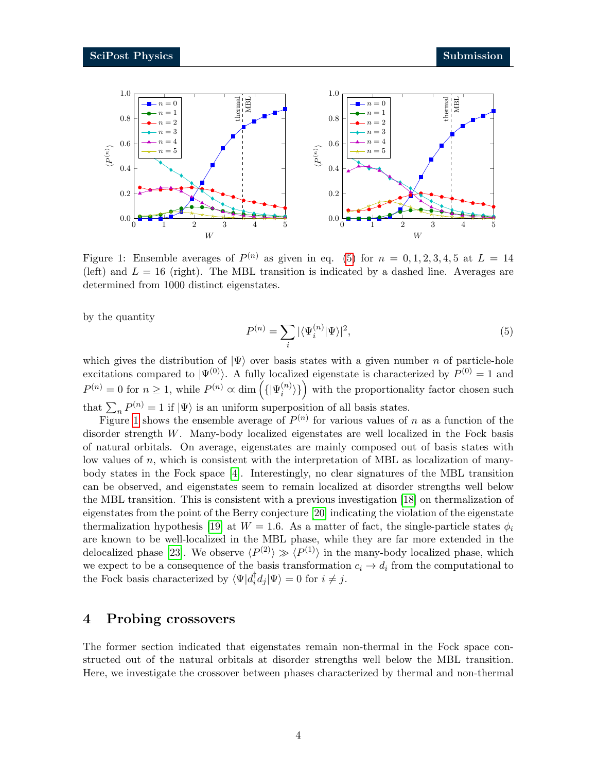Figure 1: Ensemble averages of $P^{(n)}$ as given in eq. (5) for $n = 0, 1, 2, 3, 4, 5$ at $L = 14$ (left) and $L = 16$ (right). The MBL transition is indicated by a dashed line. Averages are determined from 1000 distinct eigenstates.

by the quantity

$$P^{(n)} = \sum_i |\langle \Psi_i^{(n)} | \Psi \rangle|^2, \tag{5}$$

which gives the distribution of $|\Psi\rangle$ over basis states with a given number $n$ of particle-hole excitations compared to $|\Psi^{(0)}\rangle$. A fully localized eigenstate is characterized by $P^{(0)} = 1$ and $P^{(n)} = 0$ for $n \geq 1$, while $P^{(n)} \propto \dim\left(\{|\Psi_i^{(n)}\rangle\}\right)$ with the proportionality factor chosen such that $\sum_n P^{(n)} = 1$ if $|\Psi\rangle$ is an uniform superposition of all basis states.

Figure 1 shows the ensemble average of $P^{(n)}$ for various values of $n$ as a function of the disorder strength $W$. Many-body localized eigenstates are well localized in the Fock basis of natural orbitals. On average, eigenstates are mainly composed out of basis states with low values of $n$, which is consistent with the interpretation of MBL as localization of many-body states in the Fock space [4]. Interestingly, no clear signatures of the MBL transition can be observed, and eigenstates seem to remain localized at disorder strengths well below the MBL transition. This is consistent with a previous investigation [18] on thermalization of eigenstates from the point of the Berry conjecture [20] indicating the violation of the eigenstate thermalization hypothesis [19] at $W = 1.6$. As a matter of fact, the single-particle states $\phi_i$ are known to be well-localized in the MBL phase, while they are far more extended in the delocalized phase [23]. We observe $\langle P^{(2)} \rangle \gg \langle P^{(1)} \rangle$ in the many-body localized phase, which we expect to be a consequence of the basis transformation $c_i \to d_i$ from the computational to the Fock basis characterized by $\langle \Psi | d_i^\dagger d_j | \Psi \rangle = 0$ for $i \neq j$.

## 4 Probing crossovers

The former section indicated that eigenstates remain non-thermal in the Fock space constructed out of the natural orbitals at disorder strengths well below the MBL transition. Here, we investigate the crossover between phases characterized by thermal and non-thermal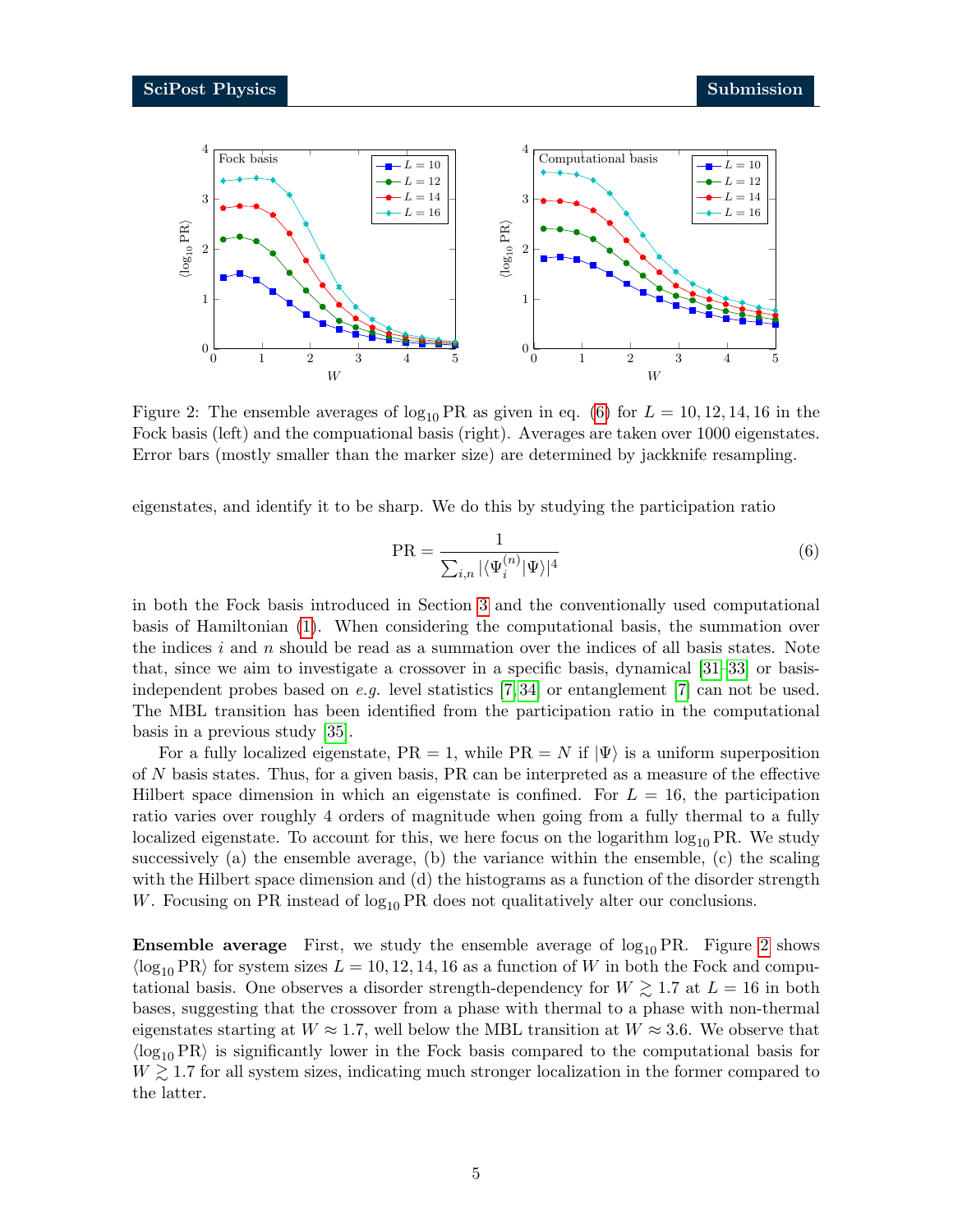Figure 2: The ensemble averages of $\log_{10} \mathrm{PR}$ as given in eq. (6) for $L = 10, 12, 14, 16$ in the Fock basis (left) and the compuational basis (right). Averages are taken over 1000 eigenstates. Error bars (mostly smaller than the marker size) are determined by jackknife resampling.

eigenstates, and identify it to be sharp. We do this by studying the participation ratio

$$\mathrm{PR} = \frac{1}{\sum_{i,n} |\langle \Psi_i^{(n)} | \Psi \rangle|^4} \tag{6}$$

in both the Fock basis introduced in Section 3 and the conventionally used computational basis of Hamiltonian (1). When considering the computational basis, the summation over the indices $i$ and $n$ should be read as a summation over the indices of all basis states. Note that, since we aim to investigate a crossover in a specific basis, dynamical [31–33] or basis-independent probes based on *e.g.* level statistics [7, 34] or entanglement [7] can not be used. The MBL transition has been identified from the participation ratio in the computational basis in a previous study [35].

For a fully localized eigenstate, $\mathrm{PR} = 1$, while $\mathrm{PR} = N$ if $|\Psi\rangle$ is a uniform superposition of $N$ basis states. Thus, for a given basis, PR can be interpreted as a measure of the effective Hilbert space dimension in which an eigenstate is confined. For $L = 16$, the participation ratio varies over roughly 4 orders of magnitude when going from a fully thermal to a fully localized eigenstate. To account for this, we here focus on the logarithm $\log_{10} \mathrm{PR}$. We study successively (a) the ensemble average, (b) the variance within the ensemble, (c) the scaling with the Hilbert space dimension and (d) the histograms as a function of the disorder strength $W$. Focusing on PR instead of $\log_{10} \mathrm{PR}$ does not qualitatively alter our conclusions.

**Ensemble average** First, we study the ensemble average of $\log_{10} \mathrm{PR}$. Figure 2 shows $\langle \log_{10} \mathrm{PR} \rangle$ for system sizes $L = 10, 12, 14, 16$ as a function of $W$ in both the Fock and computational basis. One observes a disorder strength-dependency for $W \gtrsim 1.7$ at $L = 16$ in both bases, suggesting that the crossover from a phase with thermal to a phase with non-thermal eigenstates starting at $W \approx 1.7$, well below the MBL transition at $W \approx 3.6$. We observe that $\langle \log_{10} \mathrm{PR} \rangle$ is significantly lower in the Fock basis compared to the computational basis for $W \gtrsim 1.7$ for all system sizes, indicating much stronger localization in the former compared to the latter.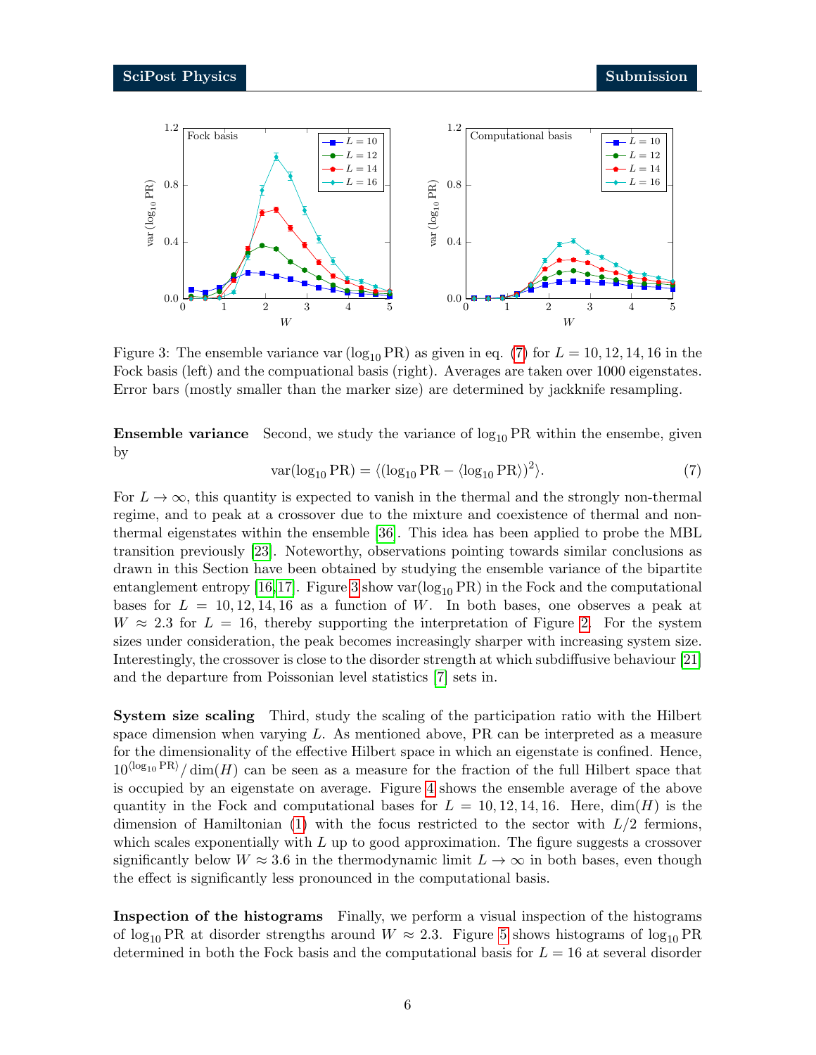Figure 3: The ensemble variance var $(\log_{10} \mathrm{PR})$ as given in eq. (7) for $L = 10, 12, 14, 16$ in the Fock basis (left) and the compuational basis (right). Averages are taken over 1000 eigenstates. Error bars (mostly smaller than the marker size) are determined by jackknife resampling.

**Ensemble variance** Second, we study the variance of $\log_{10} \mathrm{PR}$ within the ensembe, given by

$$\mathrm{var}(\log_{10} \mathrm{PR}) = \langle (\log_{10} \mathrm{PR} - \langle \log_{10} \mathrm{PR} \rangle)^2 \rangle. \tag{7}$$

For $L \to \infty$, this quantity is expected to vanish in the thermal and the strongly non-thermal regime, and to peak at a crossover due to the mixture and coexistence of thermal and non-thermal eigenstates within the ensemble [36]. This idea has been applied to probe the MBL transition previously [23]. Noteworthy, observations pointing towards similar conclusions as drawn in this Section have been obtained by studying the ensemble variance of the bipartite entanglement entropy [16,17]. Figure 3 show var$(\log_{10} \mathrm{PR})$ in the Fock and the computational bases for $L = 10, 12, 14, 16$ as a function of $W$. In both bases, one observes a peak at $W \approx 2.3$ for $L = 16$, thereby supporting the interpretation of Figure 2. For the system sizes under consideration, the peak becomes increasingly sharper with increasing system size. Interestingly, the crossover is close to the disorder strength at which subdiffusive behaviour [21] and the departure from Poissonian level statistics [7] sets in.

**System size scaling** Third, study the scaling of the participation ratio with the Hilbert space dimension when varying $L$. As mentioned above, PR can be interpreted as a measure for the dimensionality of the effective Hilbert space in which an eigenstate is confined. Hence, $10^{\langle \log_{10} \mathrm{PR} \rangle} / \dim(H)$ can be seen as a measure for the fraction of the full Hilbert space that is occupied by an eigenstate on average. Figure 4 shows the ensemble average of the above quantity in the Fock and computational bases for $L = 10, 12, 14, 16$. Here, $\dim(H)$ is the dimension of Hamiltonian (1) with the focus restricted to the sector with $L/2$ fermions, which scales exponentially with $L$ up to good approximation. The figure suggests a crossover significantly below $W \approx 3.6$ in the thermodynamic limit $L \to \infty$ in both bases, even though the effect is significantly less pronounced in the computational basis.

**Inspection of the histograms** Finally, we perform a visual inspection of the histograms of $\log_{10} \mathrm{PR}$ at disorder strengths around $W \approx 2.3$. Figure 5 shows histograms of $\log_{10} \mathrm{PR}$ determined in both the Fock basis and the computational basis for $L = 16$ at several disorder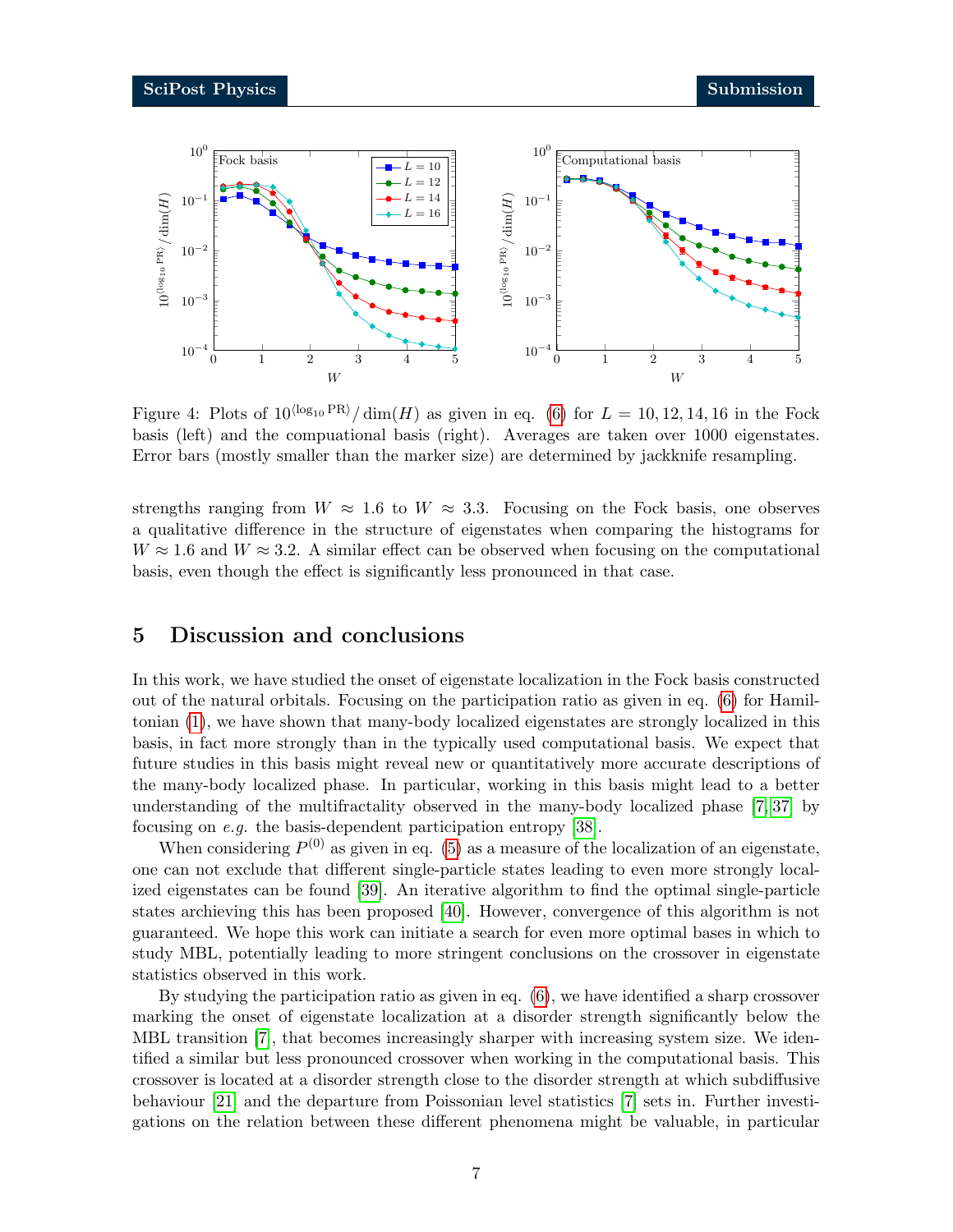Figure 4: Plots of $10^{\langle \log_{10} \mathrm{PR} \rangle} / \dim(H)$ as given in eq. (6) for $L = 10, 12, 14, 16$ in the Fock basis (left) and the compuational basis (right). Averages are taken over 1000 eigenstates. Error bars (mostly smaller than the marker size) are determined by jackknife resampling.

strengths ranging from $W \approx 1.6$ to $W \approx 3.3$. Focusing on the Fock basis, one observes a qualitative difference in the structure of eigenstates when comparing the histograms for $W \approx 1.6$ and $W \approx 3.2$. A similar effect can be observed when focusing on the computational basis, even though the effect is significantly less pronounced in that case.

## 5 Discussion and conclusions

In this work, we have studied the onset of eigenstate localization in the Fock basis constructed out of the natural orbitals. Focusing on the participation ratio as given in eq. (6) for Hamiltonian (1), we have shown that many-body localized eigenstates are strongly localized in this basis, in fact more strongly than in the typically used computational basis. We expect that future studies in this basis might reveal new or quantitatively more accurate descriptions of the many-body localized phase. In particular, working in this basis might lead to a better understanding of the multifractality observed in the many-body localized phase [7, 37] by focusing on *e.g.* the basis-dependent participation entropy [38].

When considering $P^{(0)}$ as given in eq. (5) as a measure of the localization of an eigenstate, one can not exclude that different single-particle states leading to even more strongly localized eigenstates can be found [39]. An iterative algorithm to find the optimal single-particle states archieving this has been proposed [40]. However, convergence of this algorithm is not guaranteed. We hope this work can initiate a search for even more optimal bases in which to study MBL, potentially leading to more stringent conclusions on the crossover in eigenstate statistics observed in this work.

By studying the participation ratio as given in eq. (6), we have identified a sharp crossover marking the onset of eigenstate localization at a disorder strength significantly below the MBL transition [7], that becomes increasingly sharper with increasing system size. We identified a similar but less pronounced crossover when working in the computational basis. This crossover is located at a disorder strength close to the disorder strength at which subdiffusive behaviour [21] and the departure from Poissonian level statistics [7] sets in. Further investigations on the relation between these different phenomena might be valuable, in particular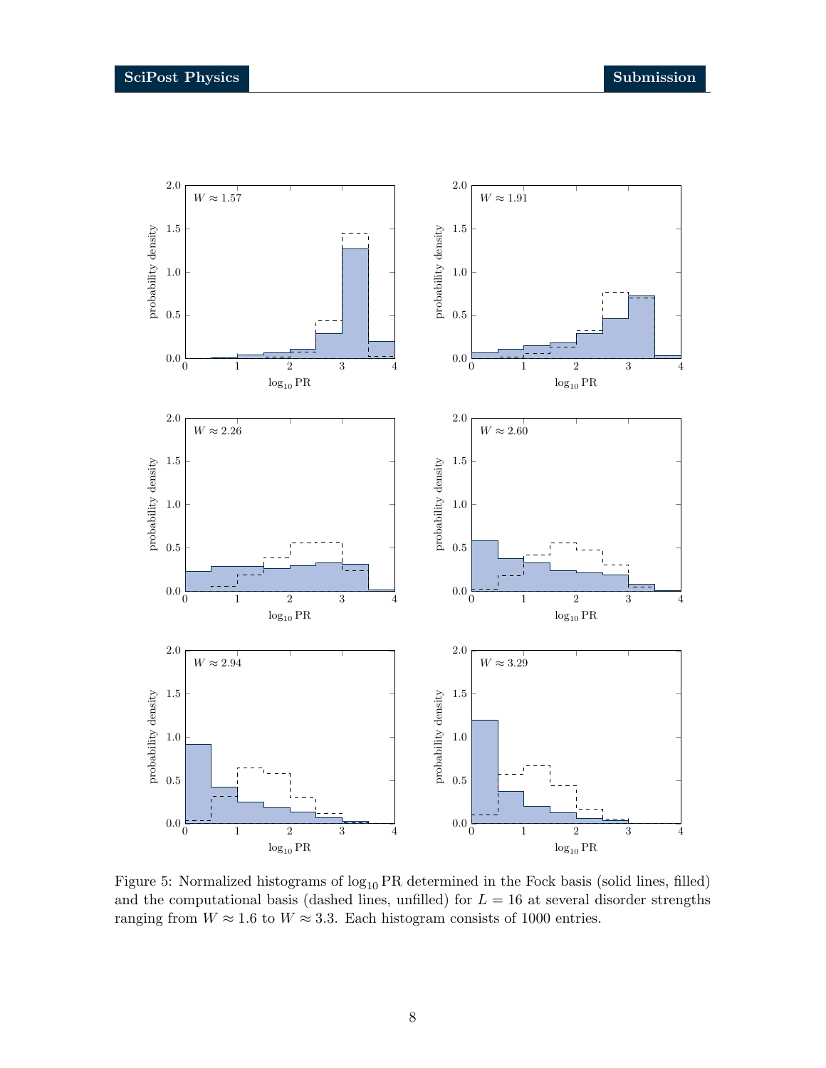Figure 5: Normalized histograms of $\log_{10} \mathrm{PR}$ determined in the Fock basis (solid lines, filled) and the computational basis (dashed lines, unfilled) for $L = 16$ at several disorder strengths ranging from $W \approx 1.6$ to $W \approx 3.3$. Each histogram consists of 1000 entries.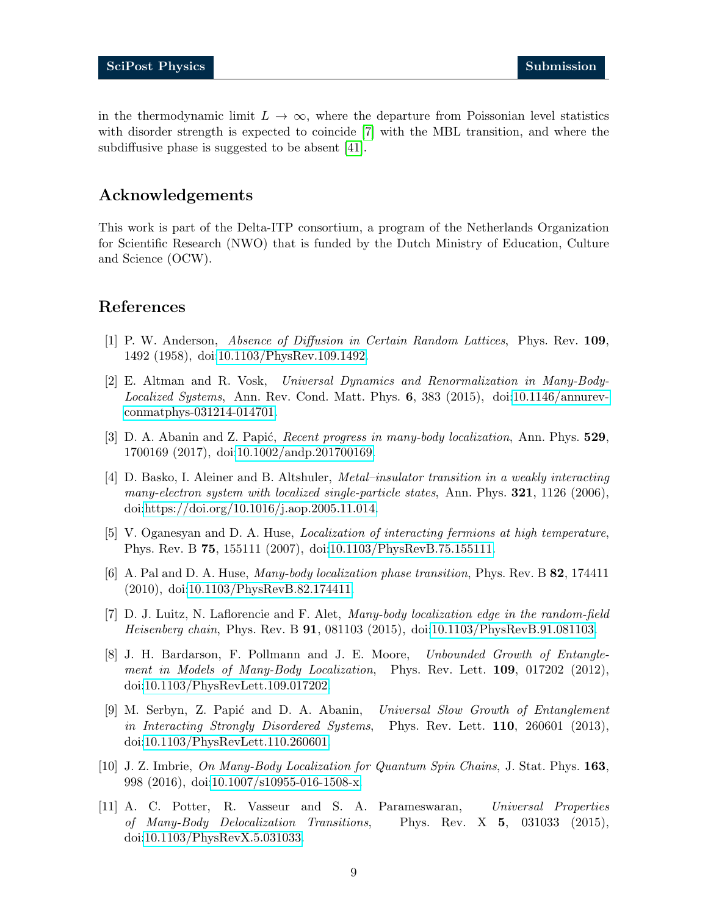in the thermodynamic limit $L \to \infty$, where the departure from Poissonian level statistics with disorder strength is expected to coincide [7] with the MBL transition, and where the subdiffusive phase is suggested to be absent [41].

## Acknowledgements

This work is part of the Delta-ITP consortium, a program of the Netherlands Organization for Scientific Research (NWO) that is funded by the Dutch Ministry of Education, Culture and Science (OCW).

## References

[1] P. W. Anderson, *Absence of Diffusion in Certain Random Lattices*, Phys. Rev. **109**, 1492 (1958), doi:10.1103/PhysRev.109.1492.

[2] E. Altman and R. Vosk, *Universal Dynamics and Renormalization in Many-Body-Localized Systems*, Ann. Rev. Cond. Matt. Phys. **6**, 383 (2015), doi:10.1146/annurev-conmatphys-031214-014701.

[3] D. A. Abanin and Z. Papić, *Recent progress in many-body localization*, Ann. Phys. **529**, 1700169 (2017), doi:10.1002/andp.201700169.

[4] D. Basko, I. Aleiner and B. Altshuler, *Metal–insulator transition in a weakly interacting many-electron system with localized single-particle states*, Ann. Phys. **321**, 1126 (2006), doi:https://doi.org/10.1016/j.aop.2005.11.014.

[5] V. Oganesyan and D. A. Huse, *Localization of interacting fermions at high temperature*, Phys. Rev. B **75**, 155111 (2007), doi:10.1103/PhysRevB.75.155111.

[6] A. Pal and D. A. Huse, *Many-body localization phase transition*, Phys. Rev. B **82**, 174411 (2010), doi:10.1103/PhysRevB.82.174411.

[7] D. J. Luitz, N. Laflorencie and F. Alet, *Many-body localization edge in the random-field Heisenberg chain*, Phys. Rev. B **91**, 081103 (2015), doi:10.1103/PhysRevB.91.081103.

[8] J. H. Bardarson, F. Pollmann and J. E. Moore, *Unbounded Growth of Entanglement in Models of Many-Body Localization*, Phys. Rev. Lett. **109**, 017202 (2012), doi:10.1103/PhysRevLett.109.017202.

[9] M. Serbyn, Z. Papić and D. A. Abanin, *Universal Slow Growth of Entanglement in Interacting Strongly Disordered Systems*, Phys. Rev. Lett. **110**, 260601 (2013), doi:10.1103/PhysRevLett.110.260601.

[10] J. Z. Imbrie, *On Many-Body Localization for Quantum Spin Chains*, J. Stat. Phys. **163**, 998 (2016), doi:10.1007/s10955-016-1508-x.

[11] A. C. Potter, R. Vasseur and S. A. Parameswaran, *Universal Properties of Many-Body Delocalization Transitions*, Phys. Rev. X **5**, 031033 (2015), doi:10.1103/PhysRevX.5.031033.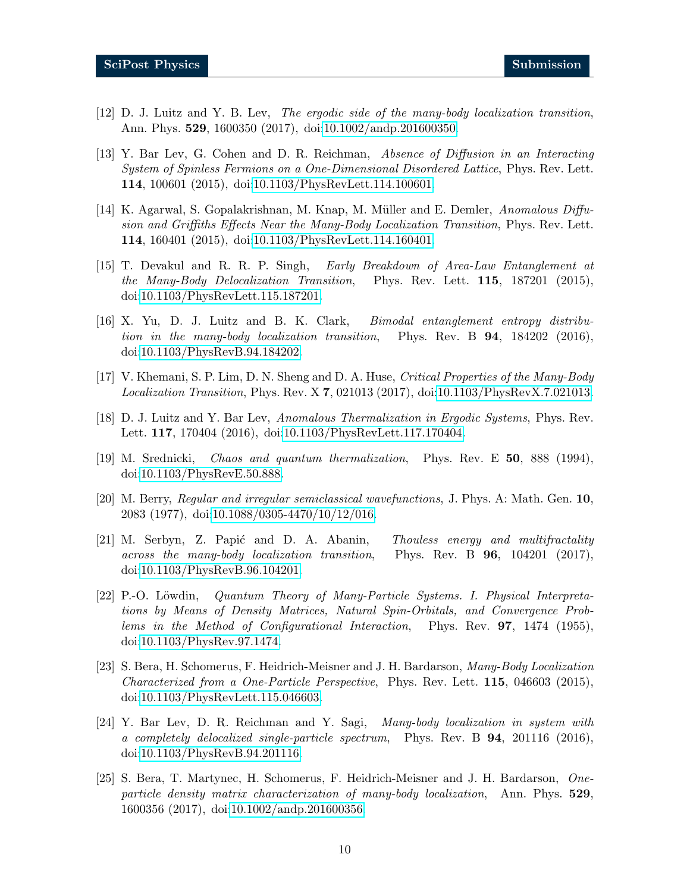[12] D. J. Luitz and Y. B. Lev, *The ergodic side of the many-body localization transition*, Ann. Phys. **529**, 1600350 (2017), doi:10.1002/andp.201600350.

[13] Y. Bar Lev, G. Cohen and D. R. Reichman, *Absence of Diffusion in an Interacting System of Spinless Fermions on a One-Dimensional Disordered Lattice*, Phys. Rev. Lett. **114**, 100601 (2015), doi:10.1103/PhysRevLett.114.100601.

[14] K. Agarwal, S. Gopalakrishnan, M. Knap, M. Müller and E. Demler, *Anomalous Diffusion and Griffiths Effects Near the Many-Body Localization Transition*, Phys. Rev. Lett. **114**, 160401 (2015), doi:10.1103/PhysRevLett.114.160401.

[15] T. Devakul and R. R. P. Singh, *Early Breakdown of Area-Law Entanglement at the Many-Body Delocalization Transition*, Phys. Rev. Lett. **115**, 187201 (2015), doi:10.1103/PhysRevLett.115.187201.

[16] X. Yu, D. J. Luitz and B. K. Clark, *Bimodal entanglement entropy distribution in the many-body localization transition*, Phys. Rev. B **94**, 184202 (2016), doi:10.1103/PhysRevB.94.184202.

[17] V. Khemani, S. P. Lim, D. N. Sheng and D. A. Huse, *Critical Properties of the Many-Body Localization Transition*, Phys. Rev. X **7**, 021013 (2017), doi:10.1103/PhysRevX.7.021013.

[18] D. J. Luitz and Y. Bar Lev, *Anomalous Thermalization in Ergodic Systems*, Phys. Rev. Lett. **117**, 170404 (2016), doi:10.1103/PhysRevLett.117.170404.

[19] M. Srednicki, *Chaos and quantum thermalization*, Phys. Rev. E **50**, 888 (1994), doi:10.1103/PhysRevE.50.888.

[20] M. Berry, *Regular and irregular semiclassical wavefunctions*, J. Phys. A: Math. Gen. **10**, 2083 (1977), doi:10.1088/0305-4470/10/12/016.

[21] M. Serbyn, Z. Papić and D. A. Abanin, *Thouless energy and multifractality across the many-body localization transition*, Phys. Rev. B **96**, 104201 (2017), doi:10.1103/PhysRevB.96.104201.

[22] P.-O. Löwdin, *Quantum Theory of Many-Particle Systems. I. Physical Interpretations by Means of Density Matrices, Natural Spin-Orbitals, and Convergence Problems in the Method of Configurational Interaction*, Phys. Rev. **97**, 1474 (1955), doi:10.1103/PhysRev.97.1474.

[23] S. Bera, H. Schomerus, F. Heidrich-Meisner and J. H. Bardarson, *Many-Body Localization Characterized from a One-Particle Perspective*, Phys. Rev. Lett. **115**, 046603 (2015), doi:10.1103/PhysRevLett.115.046603.

[24] Y. Bar Lev, D. R. Reichman and Y. Sagi, *Many-body localization in system with a completely delocalized single-particle spectrum*, Phys. Rev. B **94**, 201116 (2016), doi:10.1103/PhysRevB.94.201116.

[25] S. Bera, T. Martynec, H. Schomerus, F. Heidrich-Meisner and J. H. Bardarson, *One-particle density matrix characterization of many-body localization*, Ann. Phys. **529**, 1600356 (2017), doi:10.1002/andp.201600356.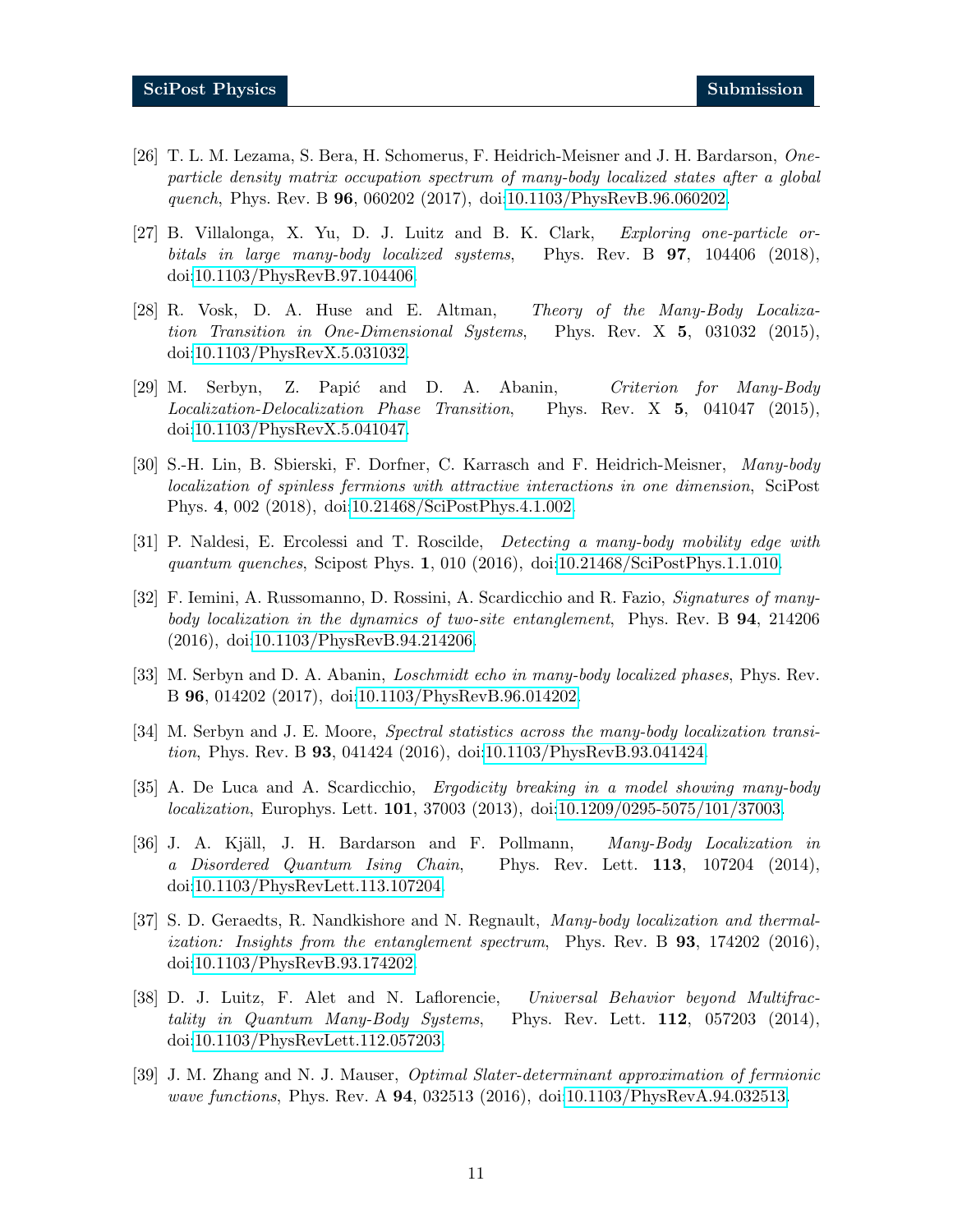[26] T. L. M. Lezama, S. Bera, H. Schomerus, F. Heidrich-Meisner and J. H. Bardarson, *One-particle density matrix occupation spectrum of many-body localized states after a global quench*, Phys. Rev. B **96**, 060202 (2017), doi:10.1103/PhysRevB.96.060202.

[27] B. Villalonga, X. Yu, D. J. Luitz and B. K. Clark, *Exploring one-particle orbitals in large many-body localized systems*, Phys. Rev. B **97**, 104406 (2018), doi:10.1103/PhysRevB.97.104406.

[28] R. Vosk, D. A. Huse and E. Altman, *Theory of the Many-Body Localization Transition in One-Dimensional Systems*, Phys. Rev. X **5**, 031032 (2015), doi:10.1103/PhysRevX.5.031032.

[29] M. Serbyn, Z. Papić and D. A. Abanin, *Criterion for Many-Body Localization-Delocalization Phase Transition*, Phys. Rev. X **5**, 041047 (2015), doi:10.1103/PhysRevX.5.041047.

[30] S.-H. Lin, B. Sbierski, F. Dorfner, C. Karrasch and F. Heidrich-Meisner, *Many-body localization of spinless fermions with attractive interactions in one dimension*, SciPost Phys. **4**, 002 (2018), doi:10.21468/SciPostPhys.4.1.002.

[31] P. Naldesi, E. Ercolessi and T. Roscilde, *Detecting a many-body mobility edge with quantum quenches*, Scipost Phys. **1**, 010 (2016), doi:10.21468/SciPostPhys.1.1.010.

[32] F. Iemini, A. Russomanno, D. Rossini, A. Scardicchio and R. Fazio, *Signatures of many-body localization in the dynamics of two-site entanglement*, Phys. Rev. B **94**, 214206 (2016), doi:10.1103/PhysRevB.94.214206.

[33] M. Serbyn and D. A. Abanin, *Loschmidt echo in many-body localized phases*, Phys. Rev. B **96**, 014202 (2017), doi:10.1103/PhysRevB.96.014202.

[34] M. Serbyn and J. E. Moore, *Spectral statistics across the many-body localization transition*, Phys. Rev. B **93**, 041424 (2016), doi:10.1103/PhysRevB.93.041424.

[35] A. De Luca and A. Scardicchio, *Ergodicity breaking in a model showing many-body localization*, Europhys. Lett. **101**, 37003 (2013), doi:10.1209/0295-5075/101/37003.

[36] J. A. Kjäll, J. H. Bardarson and F. Pollmann, *Many-Body Localization in a Disordered Quantum Ising Chain*, Phys. Rev. Lett. **113**, 107204 (2014), doi:10.1103/PhysRevLett.113.107204.

[37] S. D. Geraedts, R. Nandkishore and N. Regnault, *Many-body localization and thermalization: Insights from the entanglement spectrum*, Phys. Rev. B **93**, 174202 (2016), doi:10.1103/PhysRevB.93.174202.

[38] D. J. Luitz, F. Alet and N. Laflorencie, *Universal Behavior beyond Multifractality in Quantum Many-Body Systems*, Phys. Rev. Lett. **112**, 057203 (2014), doi:10.1103/PhysRevLett.112.057203.

[39] J. M. Zhang and N. J. Mauser, *Optimal Slater-determinant approximation of fermionic wave functions*, Phys. Rev. A **94**, 032513 (2016), doi:10.1103/PhysRevA.94.032513.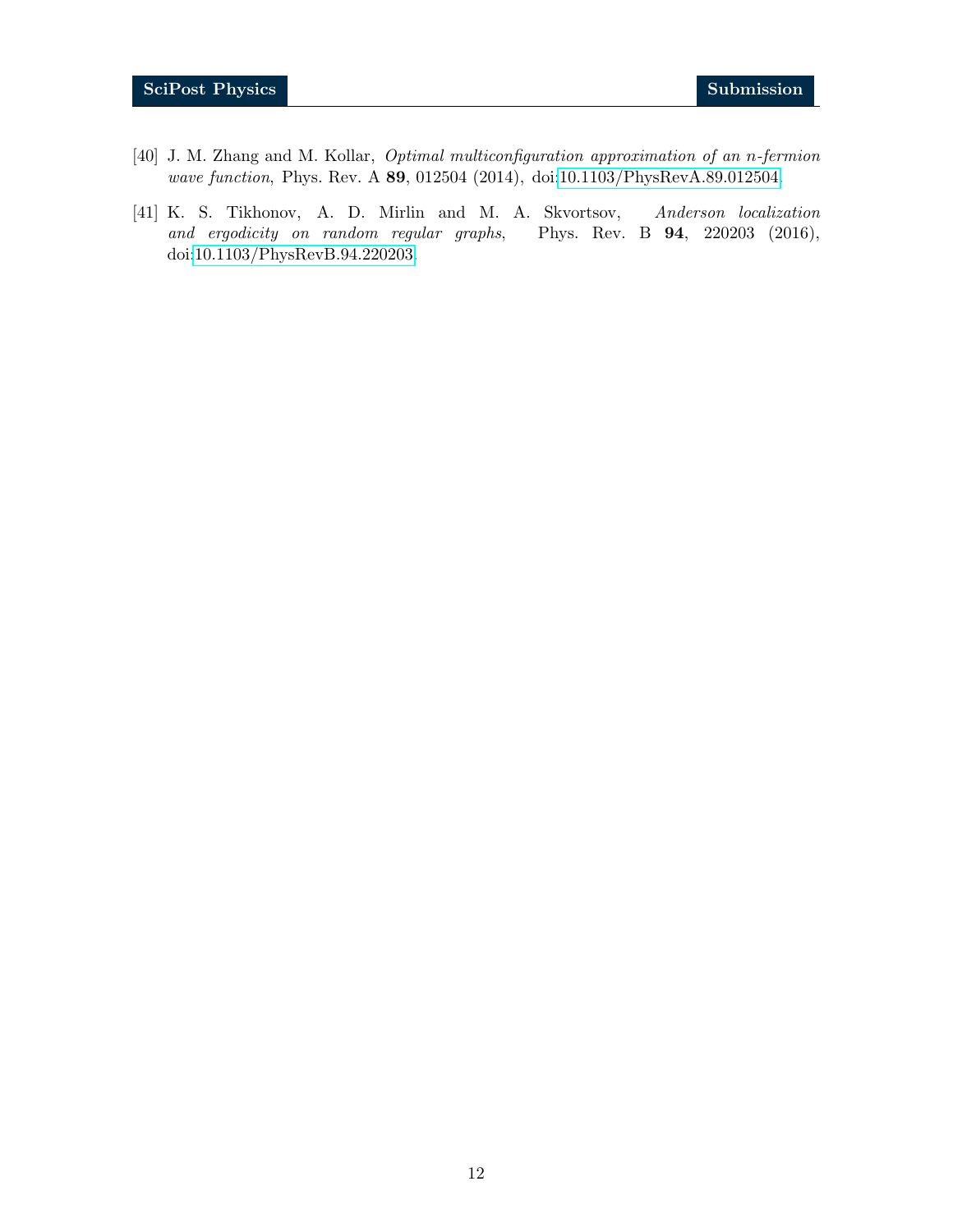[40] J. M. Zhang and M. Kollar, *Optimal multiconfiguration approximation of an n-fermion wave function*, Phys. Rev. A **89**, 012504 (2014), doi:10.1103/PhysRevA.89.012504.

[41] K. S. Tikhonov, A. D. Mirlin and M. A. Skvortsov, *Anderson localization and ergodicity on random regular graphs*, Phys. Rev. B **94**, 220203 (2016), doi:10.1103/PhysRevB.94.220203.